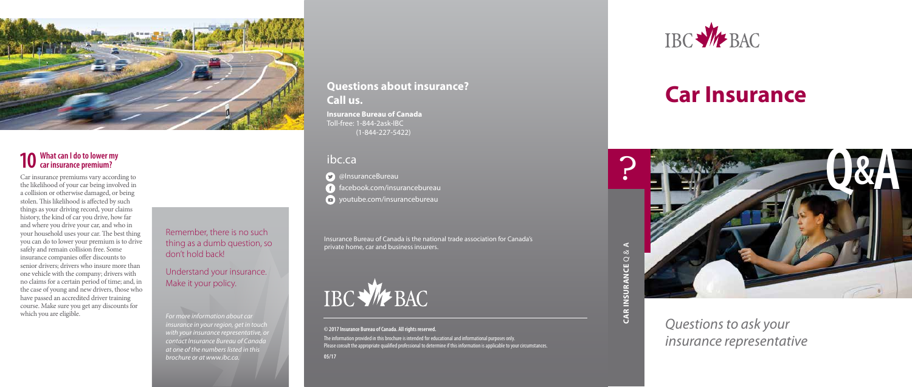## 10 What can I do to lower my car insurance premium?

Car insurance premiums vary according to the likelihood of your car being involved in a collision or otherwise damaged, or being stolen. This likelihood is affected by such things as your driving record, your claims history, the kind of car you drive, how far and where you drive your car, and who in your household uses your car. The best thing you can do to lower your premium is to drive safely and remain collision free. Some insurance companies offer discounts to senior drivers; drivers who insure more than one vehicle with the company; drivers with no claims for a certain period of time; and, in the case of young and new drivers, those who have passed an accredited driver training course. Make sure you get any discounts for which you are eligible.

Remember, there is no such thing as a dumb question, so don't hold back!

Understand your insurance. Make it your policy.

*For more information about car insurance in your region, get in touch with your insurance representative, or contact Insurance Bureau of Canada at one of the numbers listed in this brochure or at www.ibc.ca.*

## Questions about insurance? Call us.

**Insurance Bureau of Canada**
Toll-free: 1-844-2ask-IBC
(1-844-227-5422)

## ibc.ca

@InsuranceBureau
facebook.com/insurancebureau
youtube.com/insurancebureau

Insurance Bureau of Canada is the national trade association for Canada's private home, car and business insurers.

IBC BAC

**© 2017 Insurance Bureau of Canada. All rights reserved.**

The information provided in this brochure is intended for educational and informational purposes only. Please consult the appropriate qualified professional to determine if this information is applicable to your circumstances.

05/17

IBC BAC

# Car Insurance

**CAR INSURANCE** Q & A

Q&A

*Questions to ask your insurance representative*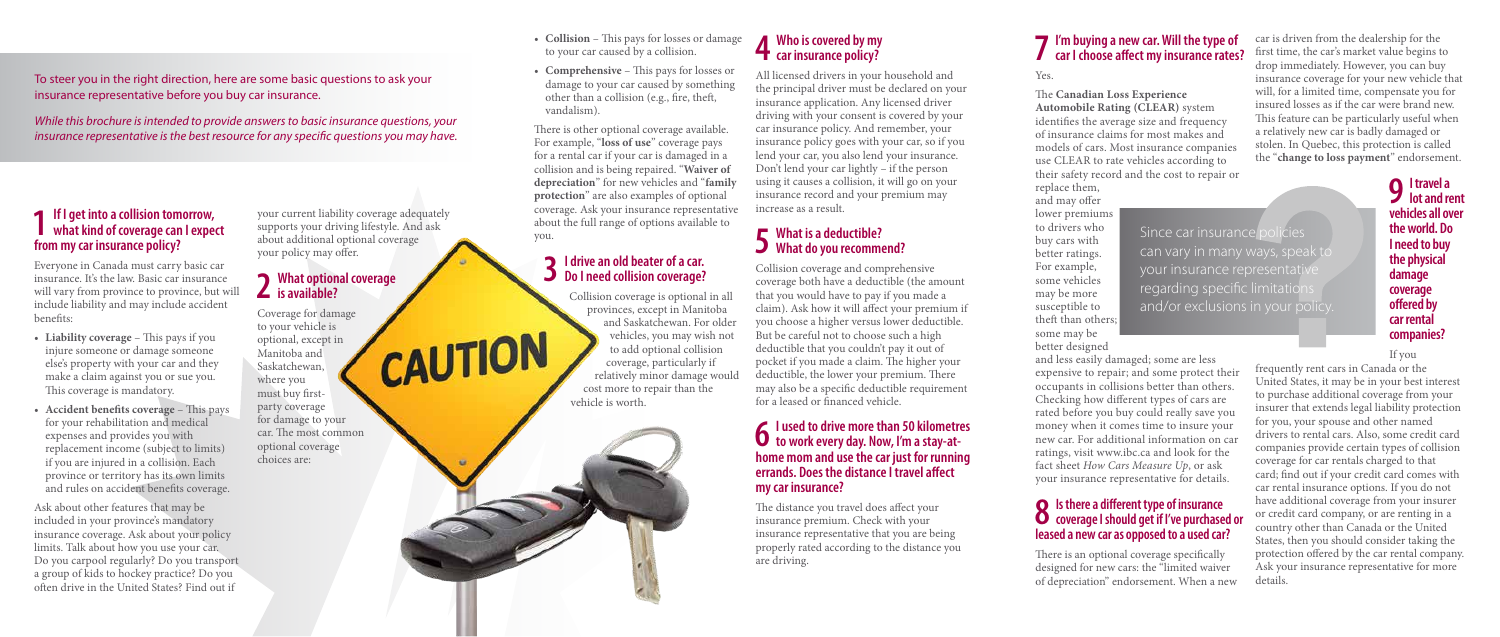To steer you in the right direction, here are some basic questions to ask your insurance representative before you buy car insurance.

*While this brochure is intended to provide answers to basic insurance questions, your insurance representative is the best resource for any specific questions you may have.*

## 1 If I get into a collision tomorrow, what kind of coverage can I expect from my car insurance policy?

Everyone in Canada must carry basic car insurance. It's the law. Basic car insurance will vary from province to province, but will include liability and may include accident benefits:

- **Liability coverage** – This pays if you injure someone or damage someone else's property with your car and they make a claim against you or sue you. This coverage is mandatory.
- **Accident benefits coverage** – This pays for your rehabilitation and medical expenses and provides you with replacement income (subject to limits) if you are injured in a collision. Each province or territory has its own limits and rules on accident benefits coverage.

Ask about other features that may be included in your province's mandatory insurance coverage. Ask about your policy limits. Talk about how you use your car. Do you carpool regularly? Do you transport a group of kids to hockey practice? Do you often drive in the United States? Find out if your current liability coverage adequately supports your driving lifestyle. And ask about additional optional coverage your policy may offer.

## 2 What optional coverage is available?

Coverage for damage to your vehicle is optional, except in Manitoba and Saskatchewan, where you must buy first-party coverage for damage to your car. The most common optional coverage choices are:

- **Collision** – This pays for losses or damage to your car caused by a collision.
- **Comprehensive** – This pays for losses or damage to your car caused by something other than a collision (e.g., fire, theft, vandalism).

There is other optional coverage available. For example, "**loss of use**" coverage pays for a rental car if your car is damaged in a collision and is being repaired. "**Waiver of depreciation**" for new vehicles and "**family protection**" are also examples of optional coverage. Ask your insurance representative about the full range of options available to you.

## 3 I drive an old beater of a car. Do I need collision coverage?

Collision coverage is optional in all provinces, except in Manitoba and Saskatchewan. For older vehicles, you may wish not to add optional collision coverage, particularly if relatively minor damage would cost more to repair than the vehicle is worth.

## 4 Who is covered by my car insurance policy?

All licensed drivers in your household and the principal driver must be declared on your insurance application. Any licensed driver driving with your consent is covered by your car insurance policy. And remember, your insurance policy goes with your car, so if you lend your car, you also lend your insurance. Don't lend your car lightly – if the person using it causes a collision, it will go on your insurance record and your premium may increase as a result.

## 5 What is a deductible? What do you recommend?

Collision coverage and comprehensive coverage both have a deductible (the amount that you would have to pay if you made a claim). Ask how it will affect your premium if you choose a higher versus lower deductible. But be careful not to choose such a high deductible that you couldn't pay it out of pocket if you made a claim. The higher your deductible, the lower your premium. There may also be a specific deductible requirement for a leased or financed vehicle.

## 6 I used to drive more than 50 kilometres to work every day. Now, I'm a stay-at-home mom and use the car just for running errands. Does the distance I travel affect my car insurance?

The distance you travel does affect your insurance premium. Check with your insurance representative that you are being properly rated according to the distance you are driving.

## 7 I'm buying a new car. Will the type of car I choose affect my insurance rates?

Yes.

The **Canadian Loss Experience Automobile Rating (CLEAR)** system identifies the average size and frequency of insurance claims for most makes and models of cars. Most insurance companies use CLEAR to rate vehicles according to their safety record and the cost to repair or replace them, and may offer lower premiums to drivers who buy cars with better ratings. For example, some vehicles may be more susceptible to theft than others; some may be better designed and less easily damaged; some are less expensive to repair; and some protect their occupants in collisions better than others. Checking how different types of cars are rated before you buy could really save you money when it comes time to insure your new car. For additional information on car ratings, visit www.ibc.ca and look for the fact sheet *How Cars Measure Up*, or ask your insurance representative for details.

Since car insurance policies can vary in many ways, speak to your insurance representative regarding specific limitations and/or exclusions in your policy.

## 8 Is there a different type of insurance coverage I should get if I've purchased or leased a new car as opposed to a used car?

There is an optional coverage specifically designed for new cars: the "limited waiver of depreciation" endorsement. When a new car is driven from the dealership for the first time, the car's market value begins to drop immediately. However, you can buy insurance coverage for your new vehicle that will, for a limited time, compensate you for insured losses as if the car were brand new. This feature can be particularly useful when a relatively new car is badly damaged or stolen. In Quebec, this protection is called the "**change to loss payment**" endorsement.

## 9 I travel a lot and rent vehicles all over the world. Do I need to buy the physical damage coverage offered by car rental companies?

If you frequently rent cars in Canada or the United States, it may be in your best interest to purchase additional coverage from your insurer that extends legal liability protection for you, your spouse and other named drivers to rental cars. Also, some credit card companies provide certain types of collision coverage for car rentals charged to that card; find out if your credit card comes with car rental insurance options. If you do not have additional coverage from your insurer or credit card company, or are renting in a country other than Canada or the United States, then you should consider taking the protection offered by the car rental company. Ask your insurance representative for more details.